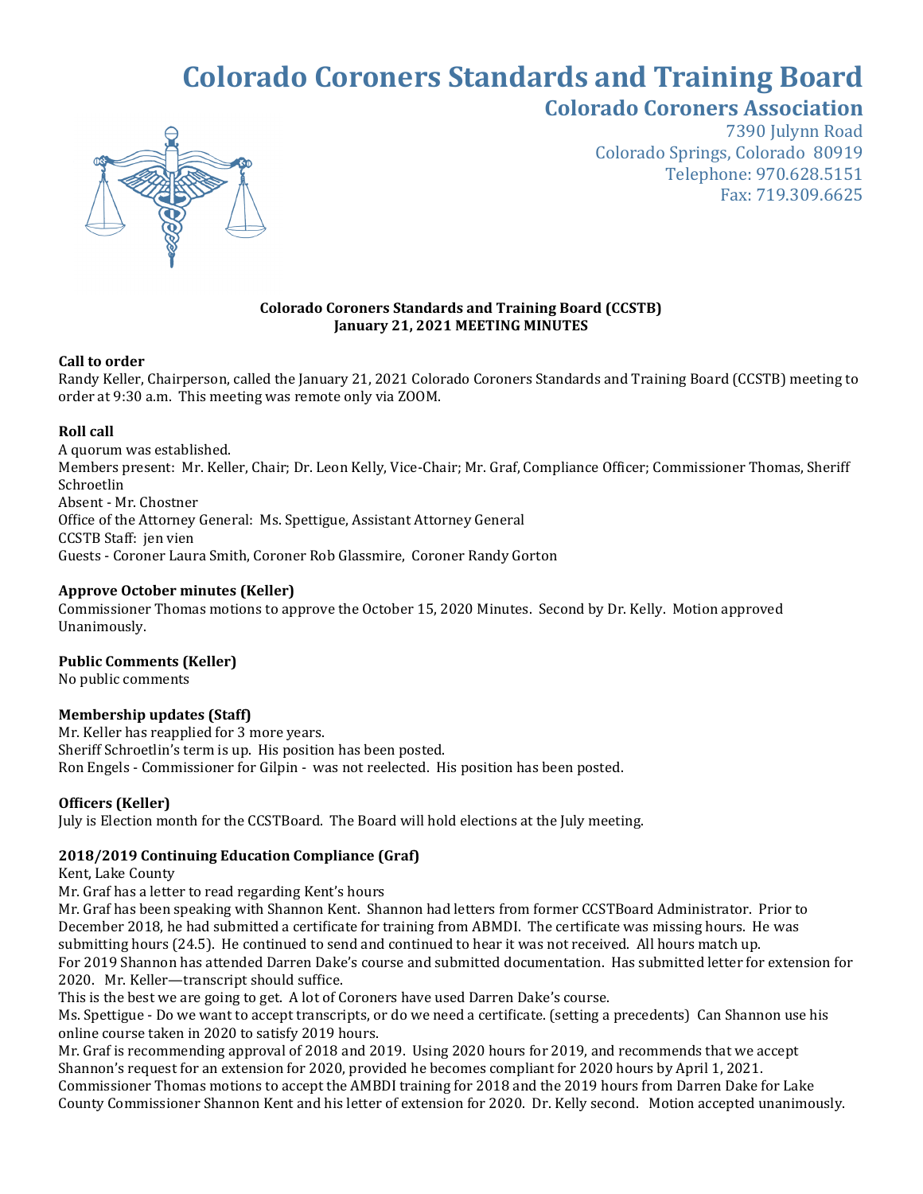# Colorado Coroners Standards and Training Board

## Colorado Coroners Association

7390 Julynn Road
Colorado Springs, Colorado 80919
Telephone: 970.628.5151
Fax: 719.309.6625

**Colorado Coroners Standards and Training Board (CCSTB)**
**January 21, 2021 MEETING MINUTES**

**Call to order**
Randy Keller, Chairperson, called the January 21, 2021 Colorado Coroners Standards and Training Board (CCSTB) meeting to order at 9:30 a.m. This meeting was remote only via ZOOM.

**Roll call**
A quorum was established.
Members present: Mr. Keller, Chair; Dr. Leon Kelly, Vice-Chair; Mr. Graf, Compliance Officer; Commissioner Thomas, Sheriff Schroetlin
Absent - Mr. Chostner
Office of the Attorney General: Ms. Spettigue, Assistant Attorney General
CCSTB Staff: jen vien
Guests - Coroner Laura Smith, Coroner Rob Glassmire, Coroner Randy Gorton

**Approve October minutes (Keller)**
Commissioner Thomas motions to approve the October 15, 2020 Minutes. Second by Dr. Kelly. Motion approved Unanimously.

**Public Comments (Keller)**
No public comments

**Membership updates (Staff)**
Mr. Keller has reapplied for 3 more years.
Sheriff Schroetlin's term is up. His position has been posted.
Ron Engels - Commissioner for Gilpin - was not reelected. His position has been posted.

**Officers (Keller)**
July is Election month for the CCSTBoard. The Board will hold elections at the July meeting.

**2018/2019 Continuing Education Compliance (Graf)**
Kent, Lake County
Mr. Graf has a letter to read regarding Kent's hours
Mr. Graf has been speaking with Shannon Kent. Shannon had letters from former CCSTBoard Administrator. Prior to December 2018, he had submitted a certificate for training from ABMDI. The certificate was missing hours. He was submitting hours (24.5). He continued to send and continued to hear it was not received. All hours match up.
For 2019 Shannon has attended Darren Dake's course and submitted documentation. Has submitted letter for extension for 2020. Mr. Keller—transcript should suffice.
This is the best we are going to get. A lot of Coroners have used Darren Dake's course.
Ms. Spettigue - Do we want to accept transcripts, or do we need a certificate. (setting a precedents) Can Shannon use his online course taken in 2020 to satisfy 2019 hours.
Mr. Graf is recommending approval of 2018 and 2019. Using 2020 hours for 2019, and recommends that we accept Shannon's request for an extension for 2020, provided he becomes compliant for 2020 hours by April 1, 2021.
Commissioner Thomas motions to accept the AMBDI training for 2018 and the 2019 hours from Darren Dake for Lake County Commissioner Shannon Kent and his letter of extension for 2020. Dr. Kelly second. Motion accepted unanimously.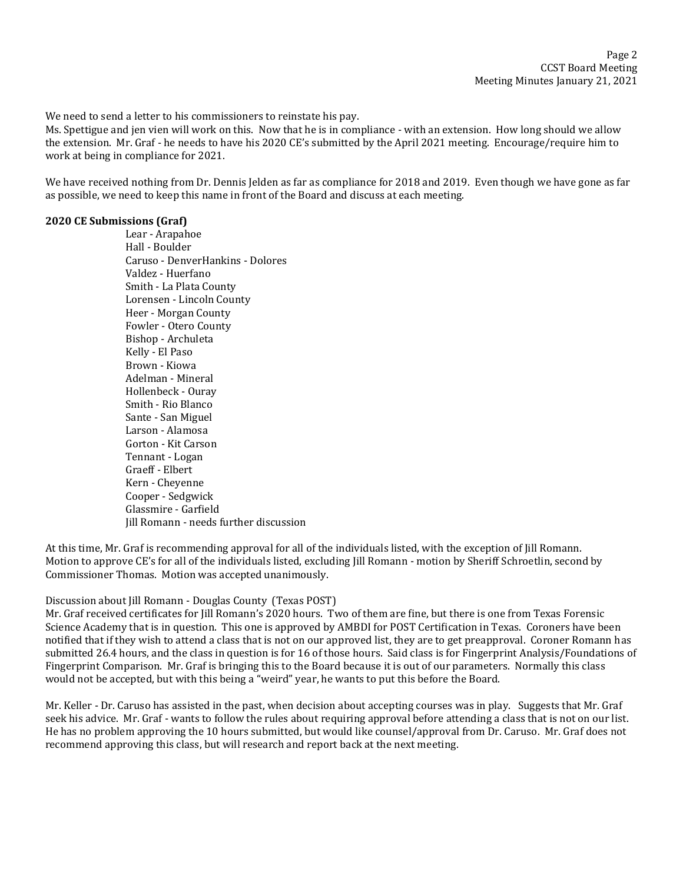We need to send a letter to his commissioners to reinstate his pay.
Ms. Spettigue and jen vien will work on this. Now that he is in compliance - with an extension. How long should we allow the extension. Mr. Graf - he needs to have his 2020 CE's submitted by the April 2021 meeting. Encourage/require him to work at being in compliance for 2021.

We have received nothing from Dr. Dennis Jelden as far as compliance for 2018 and 2019. Even though we have gone as far as possible, we need to keep this name in front of the Board and discuss at each meeting.

**2020 CE Submissions (Graf)**

Lear - Arapahoe
Hall - Boulder
Caruso - DenverHankins - Dolores
Valdez - Huerfano
Smith - La Plata County
Lorensen - Lincoln County
Heer - Morgan County
Fowler - Otero County
Bishop - Archuleta
Kelly - El Paso
Brown - Kiowa
Adelman - Mineral
Hollenbeck - Ouray
Smith - Rio Blanco
Sante - San Miguel
Larson - Alamosa
Gorton - Kit Carson
Tennant - Logan
Graeff - Elbert
Kern - Cheyenne
Cooper - Sedgwick
Glassmire - Garfield
Jill Romann - needs further discussion

At this time, Mr. Graf is recommending approval for all of the individuals listed, with the exception of Jill Romann. Motion to approve CE's for all of the individuals listed, excluding Jill Romann - motion by Sheriff Schroetlin, second by Commissioner Thomas. Motion was accepted unanimously.

Discussion about Jill Romann - Douglas County (Texas POST)
Mr. Graf received certificates for Jill Romann's 2020 hours. Two of them are fine, but there is one from Texas Forensic Science Academy that is in question. This one is approved by AMBDI for POST Certification in Texas. Coroners have been notified that if they wish to attend a class that is not on our approved list, they are to get preapproval. Coroner Romann has submitted 26.4 hours, and the class in question is for 16 of those hours. Said class is for Fingerprint Analysis/Foundations of Fingerprint Comparison. Mr. Graf is bringing this to the Board because it is out of our parameters. Normally this class would not be accepted, but with this being a "weird" year, he wants to put this before the Board.

Mr. Keller - Dr. Caruso has assisted in the past, when decision about accepting courses was in play. Suggests that Mr. Graf seek his advice. Mr. Graf - wants to follow the rules about requiring approval before attending a class that is not on our list. He has no problem approving the 10 hours submitted, but would like counsel/approval from Dr. Caruso. Mr. Graf does not recommend approving this class, but will research and report back at the next meeting.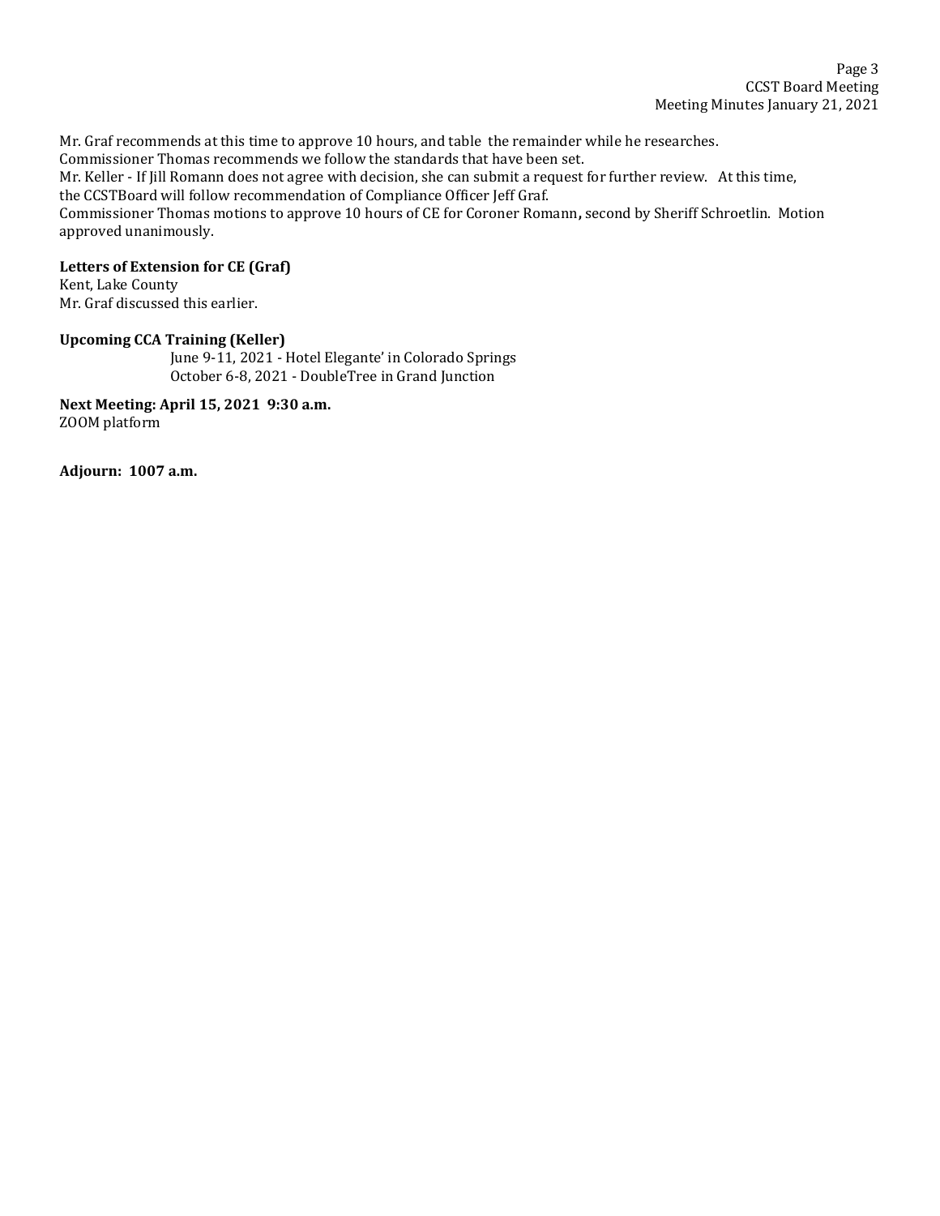Mr. Graf recommends at this time to approve 10 hours, and table the remainder while he researches.
Commissioner Thomas recommends we follow the standards that have been set.
Mr. Keller - If Jill Romann does not agree with decision, she can submit a request for further review. At this time, the CCSTBoard will follow recommendation of Compliance Officer Jeff Graf.
Commissioner Thomas motions to approve 10 hours of CE for Coroner Romann**,** second by Sheriff Schroetlin. Motion approved unanimously.

**Letters of Extension for CE (Graf)**
Kent, Lake County
Mr. Graf discussed this earlier.

**Upcoming CCA Training (Keller)**
June 9-11, 2021 - Hotel Elegante' in Colorado Springs
October 6-8, 2021 - DoubleTree in Grand Junction

**Next Meeting: April 15, 2021 9:30 a.m.**
ZOOM platform

**Adjourn: 1007 a.m.**